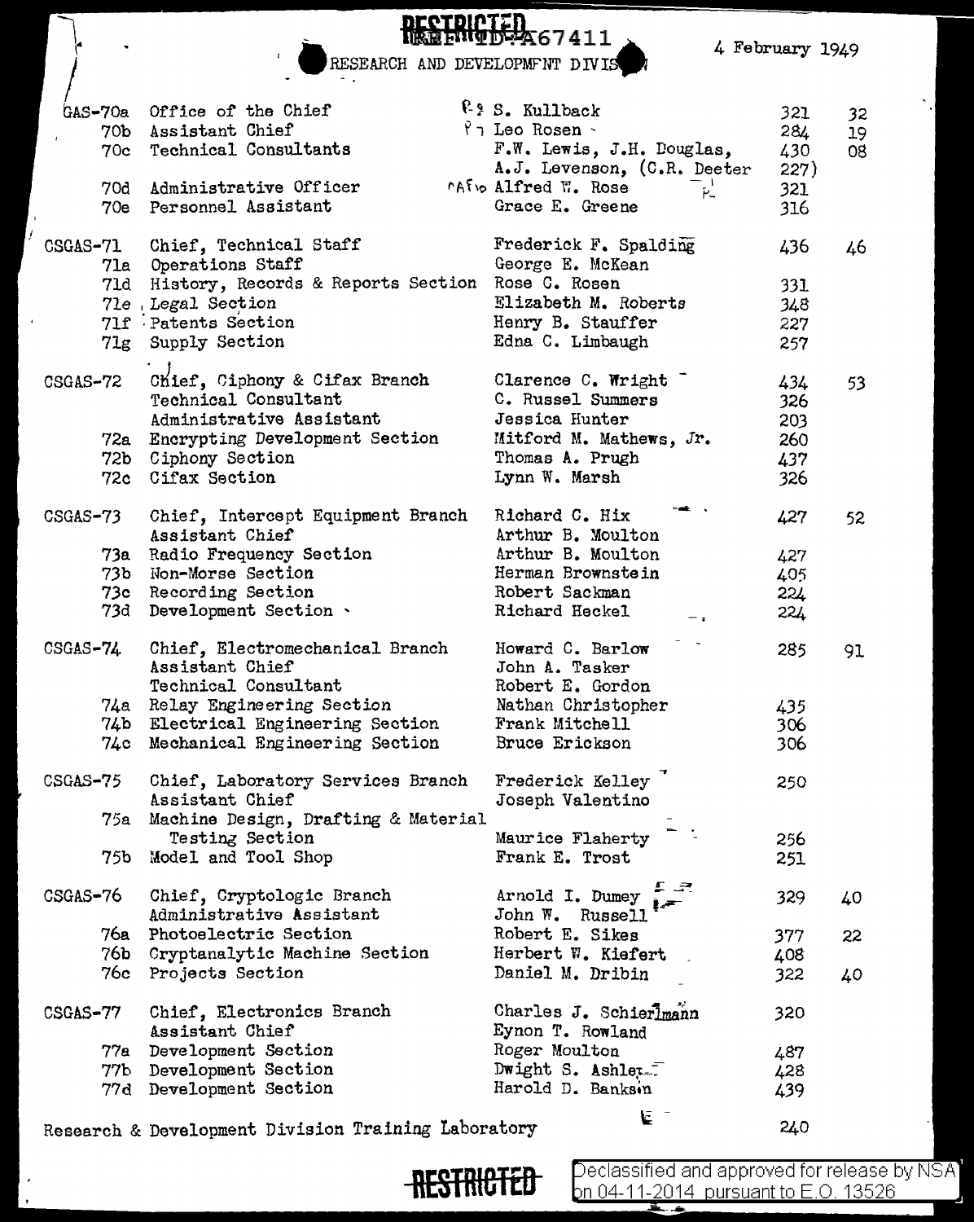RESTRICTED REF ID:A67411

# RESEARCH AND DEVELOPMENT DIVISION

4 February 1949

| Code | Title | Name | Room | Ext. |
|---|---|---|---|---|
| CSGAS-70a | Office of the Chief | S. Kullback | 321 | 32 |
| 70b | Assistant Chief | Leo Rosen | 284 | 19 |
| 70c | Technical Consultants | F.W. Lewis, J.H. Douglas, A.J. Levenson, (C.R. Deeter | 430 227) | 08 |
| 70d | Administrative Officer | Alfred W. Rose | 321 | |
| 70e | Personnel Assistant | Grace E. Greene | 316 | |
| CSGAS-71 | Chief, Technical Staff | Frederick F. Spalding | 436 | 46 |
| 71a | Operations Staff | George E. McKean | | |
| 71d | History, Records & Reports Section | Rose C. Rosen | 331 | |
| 71e | Legal Section | Elizabeth M. Roberts | 348 | |
| 71f | Patents Section | Henry B. Stauffer | 227 | |
| 71g | Supply Section | Edna C. Limbaugh | 257 | |
| CSGAS-72 | Chief, Ciphony & Cifax Branch | Clarence C. Wright | 434 | 53 |
| | Technical Consultant | C. Russel Summers | 326 | |
| | Administrative Assistant | Jessica Hunter | 203 | |
| 72a | Encrypting Development Section | Mitford M. Mathews, Jr. | 260 | |
| 72b | Ciphony Section | Thomas A. Prugh | 437 | |
| 72c | Cifax Section | Lynn W. Marsh | 326 | |
| CSGAS-73 | Chief, Intercept Equipment Branch | Richard C. Hix | 427 | 52 |
| | Assistant Chief | Arthur B. Moulton | | |
| 73a | Radio Frequency Section | Arthur B. Moulton | 427 | |
| 73b | Non-Morse Section | Herman Brownstein | 405 | |
| 73c | Recording Section | Robert Sackman | 224 | |
| 73d | Development Section | Richard Heckel | 224 | |
| CSGAS-74 | Chief, Electromechanical Branch | Howard C. Barlow | 285 | 91 |
| | Assistant Chief | John A. Tasker | | |
| | Technical Consultant | Robert E. Gordon | | |
| 74a | Relay Engineering Section | Nathan Christopher | 435 | |
| 74b | Electrical Engineering Section | Frank Mitchell | 306 | |
| 74c | Mechanical Engineering Section | Bruce Erickson | 306 | |
| CSGAS-75 | Chief, Laboratory Services Branch | Frederick Kelley | 250 | |
| | Assistant Chief | Joseph Valentino | | |
| 75a | Machine Design, Drafting & Material Testing Section | Maurice Flaherty | 256 | |
| 75b | Model and Tool Shop | Frank E. Trost | 251 | |
| CSGAS-76 | Chief, Cryptologic Branch | Arnold I. Dumey | 329 | 40 |
| | Administrative Assistant | John W. Russell | | |
| 76a | Photoelectric Section | Robert E. Sikes | 377 | 22 |
| 76b | Cryptanalytic Machine Section | Herbert W. Kiefert | 408 | |
| 76c | Projects Section | Daniel M. Dribin | 322 | 40 |
| CSGAS-77 | Chief, Electronics Branch | Charles J. Schierlmann | 320 | |
| | Assistant Chief | Eynon T. Rowland | | |
| 77a | Development Section | Roger Moulton | 487 | |
| 77b | Development Section | Dwight S. Ashley | 428 | |
| 77d | Development Section | Harold D. Banksin | 439 | |

Research & Development Division Training Laboratory — 240

RESTRICTED

Declassified and approved for release by NSA on 04-11-2014 pursuant to E.O. 13526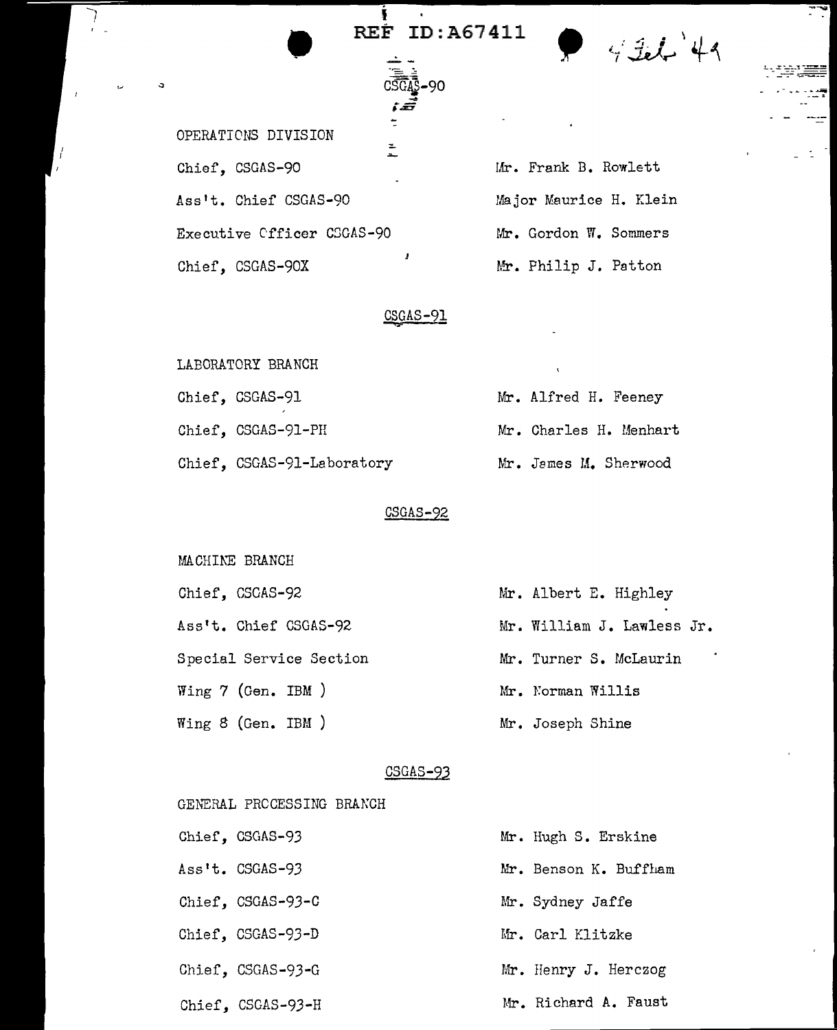REF ID:A67411

4 Feb '44

CSGAS-90

OPERATIONS DIVISION

| | |
|---|---|
| Chief, CSGAS-90 | Mr. Frank B. Rowlett |
| Ass't. Chief CSGAS-90 | Major Maurice H. Klein |
| Executive Officer CSGAS-90 | Mr. Gordon W. Sommers |
| Chief, CSGAS-90X | Mr. Philip J. Patton |

CSGAS-91

LABORATORY BRANCH

| | |
|---|---|
| Chief, CSGAS-91 | Mr. Alfred H. Feeney |
| Chief, CSGAS-91-PH | Mr. Charles H. Menhart |
| Chief, CSGAS-91-Laboratory | Mr. James M. Sherwood |

CSGAS-92

MACHINE BRANCH

| | |
|---|---|
| Chief, CSGAS-92 | Mr. Albert E. Highley |
| Ass't. Chief CSGAS-92 | Mr. William J. Lawless Jr. |
| Special Service Section | Mr. Turner S. McLaurin |
| Wing 7 (Gen. IBM ) | Mr. Norman Willis |
| Wing 8 (Gen. IBM ) | Mr. Joseph Shine |

CSGAS-93

GENERAL PROCESSING BRANCH

| | |
|---|---|
| Chief, CSGAS-93 | Mr. Hugh S. Erskine |
| Ass't. CSGAS-93 | Mr. Benson K. Buffham |
| Chief, CSGAS-93-C | Mr. Sydney Jaffe |
| Chief, CSGAS-93-D | Mr. Carl Klitzke |
| Chief, CSGAS-93-G | Mr. Henry J. Herczog |
| Chief, CSGAS-93-H | Mr. Richard A. Faust |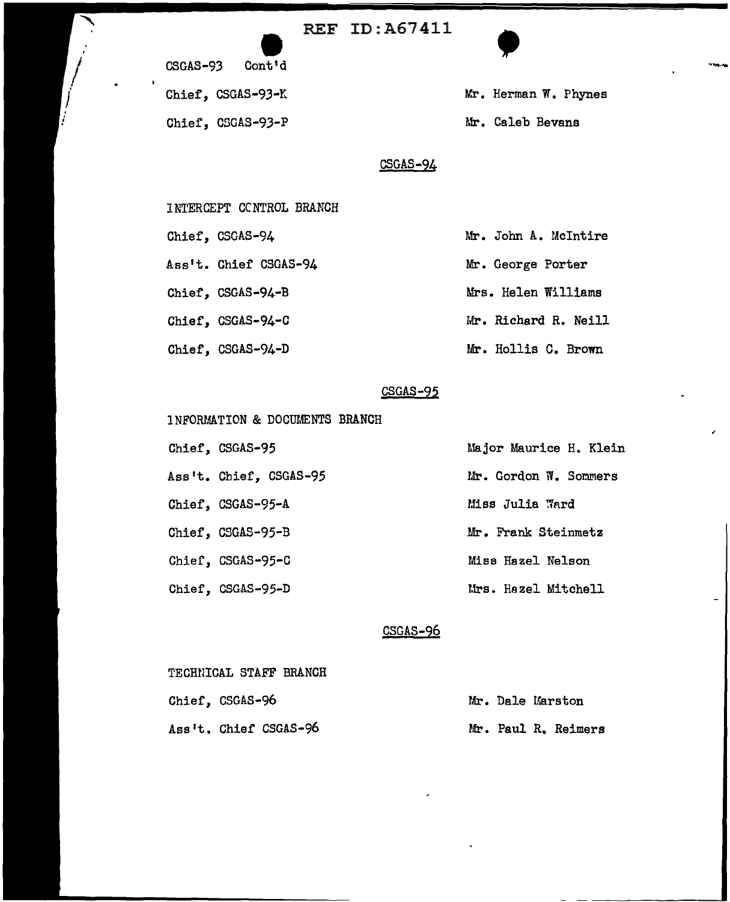REF ID:A67411

CSGAS-93 Cont'd

| | |
|---|---|
| Chief, CSGAS-93-K | Mr. Herman W. Phynes |
| Chief, CSGAS-93-P | Mr. Caleb Bevans |

## CSGAS-94

INTERCEPT CONTROL BRANCH

| | |
|---|---|
| Chief, CSGAS-94 | Mr. John A. McIntire |
| Ass't. Chief CSGAS-94 | Mr. George Porter |
| Chief, CSGAS-94-B | Mrs. Helen Williams |
| Chief, CSGAS-94-C | Mr. Richard R. Neill |
| Chief, CSGAS-94-D | Mr. Hollis C. Brown |

## CSGAS-95

INFORMATION & DOCUMENTS BRANCH

| | |
|---|---|
| Chief, CSGAS-95 | Major Maurice H. Klein |
| Ass't. Chief, CSGAS-95 | Mr. Gordon W. Sommers |
| Chief, CSGAS-95-A | Miss Julia Ward |
| Chief, CSGAS-95-B | Mr. Frank Steinmetz |
| Chief, CSGAS-95-C | Miss Hazel Nelson |
| Chief, CSGAS-95-D | Mrs. Hazel Mitchell |

## CSGAS-96

TECHNICAL STAFF BRANCH

| | |
|---|---|
| Chief, CSGAS-96 | Mr. Dale Marston |
| Ass't. Chief CSGAS-96 | Mr. Paul R. Reimers |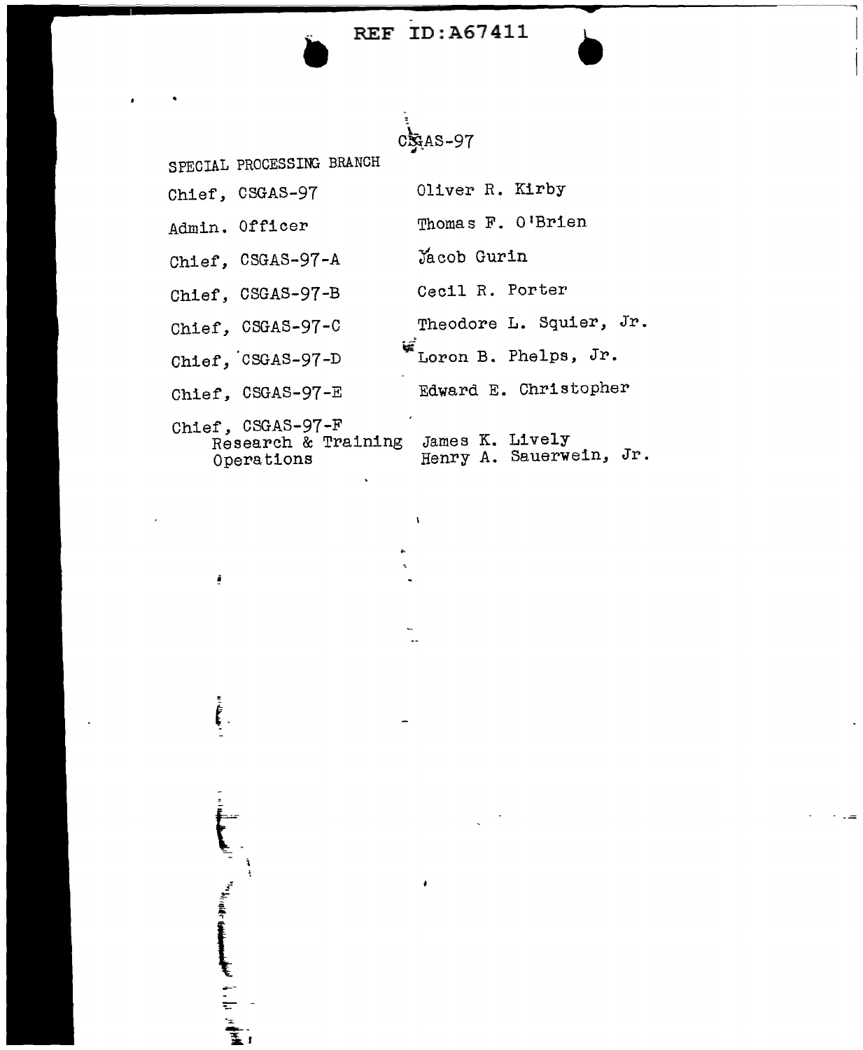CSGAS-97

SPECIAL PROCESSING BRANCH

| | |
|---|---|
| Chief, CSGAS-97 | Oliver R. Kirby |
| Admin. Officer | Thomas F. O'Brien |
| Chief, CSGAS-97-A | Jacob Gurin |
| Chief, CSGAS-97-B | Cecil R. Porter |
| Chief, CSGAS-97-C | Theodore L. Squier, Jr. |
| Chief, CSGAS-97-D | Loron B. Phelps, Jr. |
| Chief, CSGAS-97-E | Edward E. Christopher |
| Chief, CSGAS-97-F | |
| Research & Training | James K. Lively |
| Operations | Henry A. Sauerwein, Jr. |